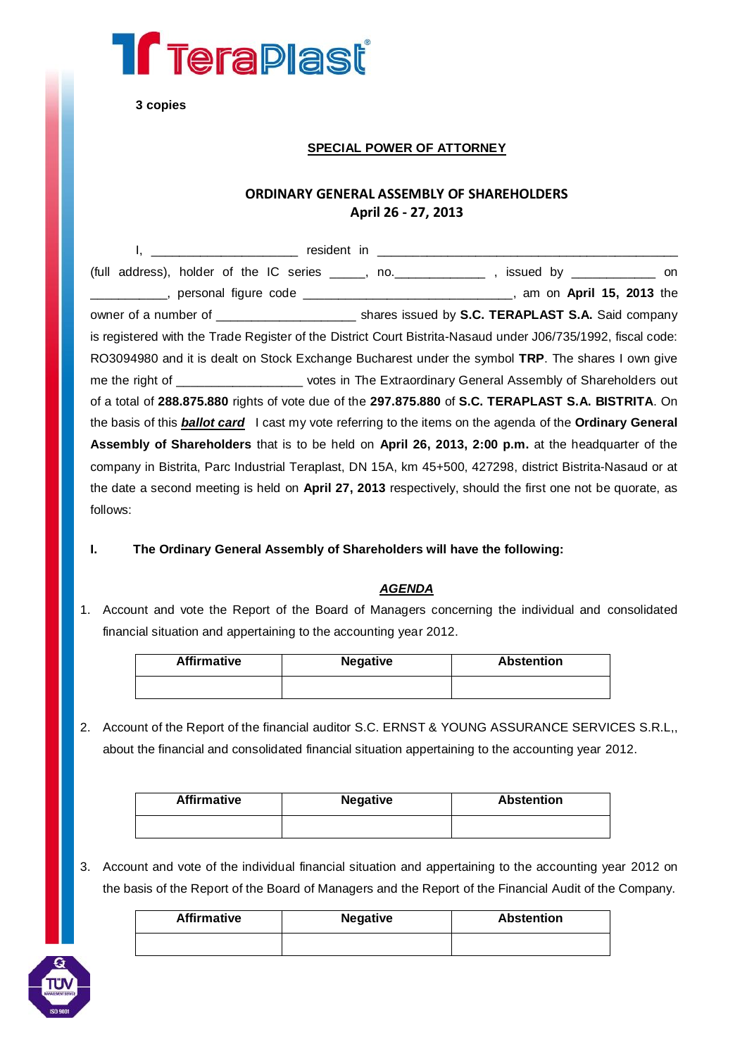**3 copies**

**SPECIAL POWER OF ATTORNEY**

## ORDINARY GENERAL ASSEMBLY OF SHAREHOLDERS
## April 26 - 27, 2013

I, _____________________ resident in ___________________________________________ (full address), holder of the IC series _____, no._____________ , issued by ____________ on ___________, personal figure code ______________________________, am on **April 15, 2013** the owner of a number of ____________________ shares issued by **S.C. TERAPLAST S.A.** Said company is registered with the Trade Register of the District Court Bistrita-Nasaud under J06/735/1992, fiscal code: RO3094980 and it is dealt on Stock Exchange Bucharest under the symbol **TRP**. The shares I own give me the right of __________________ votes in The Extraordinary General Assembly of Shareholders out of a total of **288.875.880** rights of vote due of the **297.875.880** of **S.C. TERAPLAST S.A. BISTRITA**. On the basis of this ***ballot card*** I cast my vote referring to the items on the agenda of the **Ordinary General Assembly of Shareholders** that is to be held on **April 26, 2013, 2:00 p.m.** at the headquarter of the company in Bistrita, Parc Industrial Teraplast, DN 15A, km 45+500, 427298, district Bistrita-Nasaud or at the date a second meeting is held on **April 27, 2013** respectively, should the first one not be quorate, as follows:

**I. The Ordinary General Assembly of Shareholders will have the following:**

***AGENDA***

1. Account and vote the Report of the Board of Managers concerning the individual and consolidated financial situation and appertaining to the accounting year 2012.

| Affirmative | Negative | Abstention |
|---|---|---|
| | | |

2. Account of the Report of the financial auditor S.C. ERNST & YOUNG ASSURANCE SERVICES S.R.L,, about the financial and consolidated financial situation appertaining to the accounting year 2012.

| Affirmative | Negative | Abstention |
|---|---|---|
| | | |

3. Account and vote of the individual financial situation and appertaining to the accounting year 2012 on the basis of the Report of the Board of Managers and the Report of the Financial Audit of the Company.

| Affirmative | Negative | Abstention |
|---|---|---|
| | | |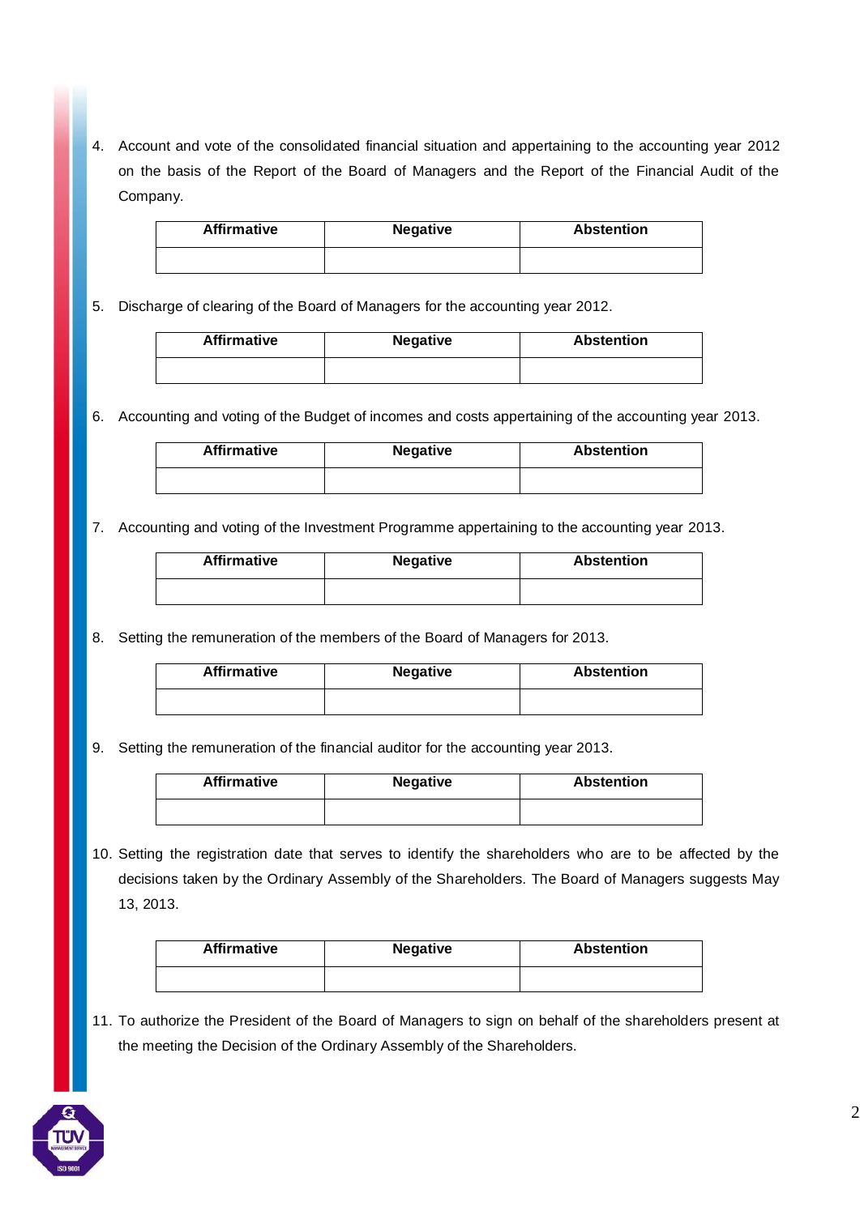4. Account and vote of the consolidated financial situation and appertaining to the accounting year 2012 on the basis of the Report of the Board of Managers and the Report of the Financial Audit of the Company.

| Affirmative | Negative | Abstention |
|---|---|---|
| | | |

5. Discharge of clearing of the Board of Managers for the accounting year 2012.

| Affirmative | Negative | Abstention |
|---|---|---|
| | | |

6. Accounting and voting of the Budget of incomes and costs appertaining of the accounting year 2013.

| Affirmative | Negative | Abstention |
|---|---|---|
| | | |

7. Accounting and voting of the Investment Programme appertaining to the accounting year 2013.

| Affirmative | Negative | Abstention |
|---|---|---|
| | | |

8. Setting the remuneration of the members of the Board of Managers for 2013.

| Affirmative | Negative | Abstention |
|---|---|---|
| | | |

9. Setting the remuneration of the financial auditor for the accounting year 2013.

| Affirmative | Negative | Abstention |
|---|---|---|
| | | |

10. Setting the registration date that serves to identify the shareholders who are to be affected by the decisions taken by the Ordinary Assembly of the Shareholders. The Board of Managers suggests May 13, 2013.

| Affirmative | Negative | Abstention |
|---|---|---|
| | | |

11. To authorize the President of the Board of Managers to sign on behalf of the shareholders present at the meeting the Decision of the Ordinary Assembly of the Shareholders.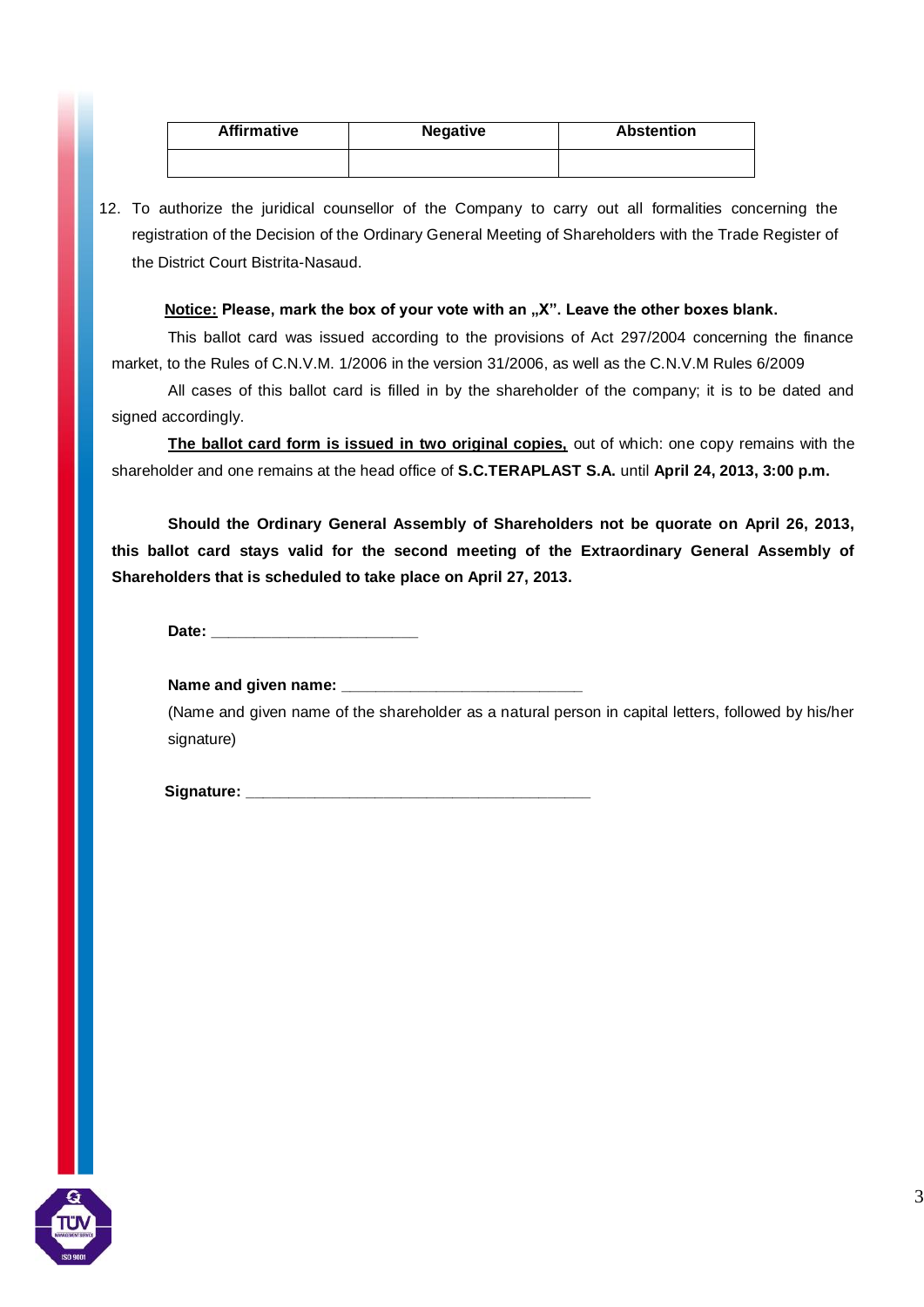| Affirmative | Negative | Abstention |
|---|---|---|
| | | |

12. To authorize the juridical counsellor of the Company to carry out all formalities concerning the registration of the Decision of the Ordinary General Meeting of Shareholders with the Trade Register of the District Court Bistrita-Nasaud.

**Notice: Please, mark the box of your vote with an „X". Leave the other boxes blank.**

This ballot card was issued according to the provisions of Act 297/2004 concerning the finance market, to the Rules of C.N.V.M. 1/2006 in the version 31/2006, as well as the C.N.V.M Rules 6/2009

All cases of this ballot card is filled in by the shareholder of the company; it is to be dated and signed accordingly.

**The ballot card form is issued in two original copies,** out of which: one copy remains with the shareholder and one remains at the head office of **S.C.TERAPLAST S.A.** until **April 24, 2013, 3:00 p.m.**

**Should the Ordinary General Assembly of Shareholders not be quorate on April 26, 2013, this ballot card stays valid for the second meeting of the Extraordinary General Assembly of Shareholders that is scheduled to take place on April 27, 2013.**

**Date:** ________________________

**Name and given name:** ____________________________

(Name and given name of the shareholder as a natural person in capital letters, followed by his/her signature)

**Signature:** ________________________________________